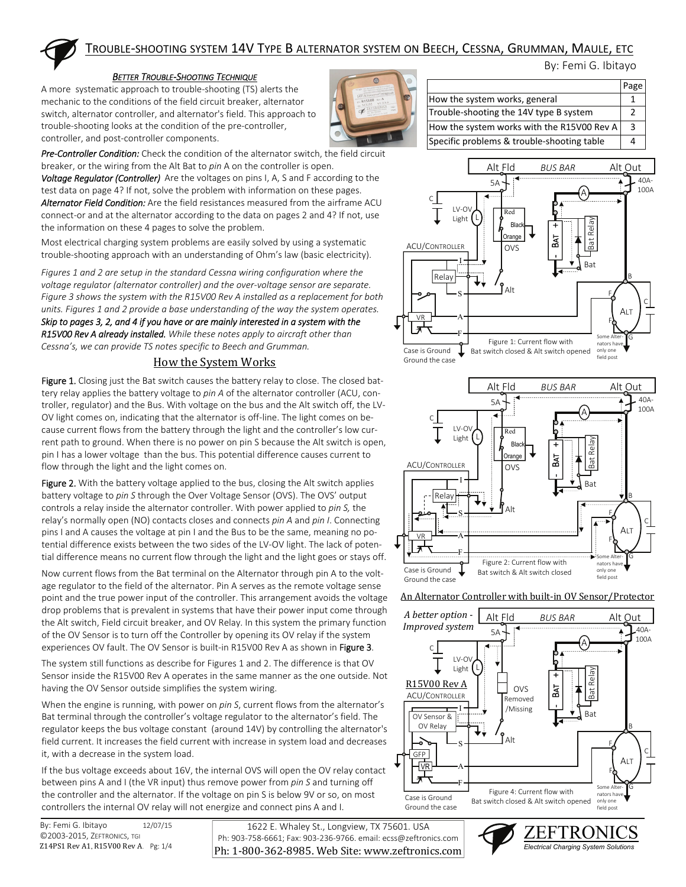# Trouble-shooting system 14V Type B alternator system on Beech, Cessna, Grumman, Maule, etc

By: Femi G. Ibitayo

| | Page |
|---|---|
| How the system works, general | 1 |
| Trouble-shooting the 14V type B system | 2 |
| How the system works with the R15V00 Rev A | 3 |
| Specific problems & trouble-shooting table | 4 |

### *Better Trouble-Shooting Technique*

A more systematic approach to trouble-shooting (TS) alerts the mechanic to the conditions of the field circuit breaker, alternator switch, alternator controller, and alternator's field. This approach to trouble-shooting looks at the condition of the pre-controller, controller, and post-controller components.

***Pre-Controller Condition:*** Check the condition of the alternator switch, the field circuit breaker, or the wiring from the Alt Bat to *pin* A on the controller is open.

***Voltage Regulator (Controller)*** Are the voltages on pins I, A, S and F according to the test data on page 4? If not, solve the problem with information on these pages.

***Alternator Field Condition:*** Are the field resistances measured from the airframe ACU connect-or and at the alternator according to the data on pages 2 and 4? If not, use the information on these 4 pages to solve the problem.

Most electrical charging system problems are easily solved by using a systematic trouble-shooting approach with an understanding of Ohm's law (basic electricity).

*Figures 1 and 2 are setup in the standard Cessna wiring configuration where the voltage regulator (alternator controller) and the over-voltage sensor are separate. Figure 3 shows the system with the R15V00 Rev A installed as a replacement for both units. Figures 1 and 2 provide a base understanding of the way the system operates.* ***Skip to pages 3, 2, and 4 if you have or are mainly interested in a system with the R15V00 Rev A already installed.*** *While these notes apply to aircraft other than Cessna's, we can provide TS notes specific to Beech and Grumman.*

## How the System Works

**Figure 1.** Closing just the Bat switch causes the battery relay to close. The closed battery relay applies the battery voltage to *pin A* of the alternator controller (ACU, controller, regulator) and the Bus. With voltage on the bus and the Alt switch off, the LV-OV light comes on, indicating that the alternator is off-line. The light comes on because current flows from the battery through the light and the controller's low current path to ground. When there is no power on pin S because the Alt switch is open, pin I has a lower voltage than the bus. This potential difference causes current to flow through the light and the light comes on.

**Figure 2.** With the battery voltage applied to the bus, closing the Alt switch applies battery voltage to *pin S* through the Over Voltage Sensor (OVS). The OVS' output controls a relay inside the alternator controller. With power applied to *pin S,* the relay's normally open (NO) contacts closes and connects *pin A* and *pin I*. Connecting pins I and A causes the voltage at pin I and the Bus to be the same, meaning no potential difference exists between the two sides of the LV-OV light. The lack of potential difference means no current flow through the light and the light goes or stays off.

Now current flows from the Bat terminal on the Alternator through pin A to the voltage regulator to the field of the alternator. Pin A serves as the remote voltage sense point and the true power input of the controller. This arrangement avoids the voltage drop problems that is prevalent in systems that have their power input come through the Alt switch, Field circuit breaker, and OV Relay. In this system the primary function of the OV Sensor is to turn off the Controller by opening its OV relay if the system experiences OV fault. The OV Sensor is built-in R15V00 Rev A as shown in **Figure 3**.

The system still functions as describe for Figures 1 and 2. The difference is that OV Sensor inside the R15V00 Rev A operates in the same manner as the one outside. Not having the OV Sensor outside simplifies the system wiring.

When the engine is running, with power on *pin S*, current flows from the alternator's Bat terminal through the controller's voltage regulator to the alternator's field. The regulator keeps the bus voltage constant (around 14V) by controlling the alternator's field current. It increases the field current with increase in system load and decreases it, with a decrease in the system load.

If the bus voltage exceeds about 16V, the internal OVS will open the OV relay contact between pins A and I (the VR input) thus remove power from *pin S* and turning off the controller and the alternator. If the voltage on pin S is below 9V or so, on most controllers the internal OV relay will not energize and connect pins A and I.

Figure 1: Current flow with Bat switch closed & Alt switch opened

Figure 2: Current flow with Bat switch & Alt switch closed

An Alternator Controller with built-in OV Sensor/Protector

*A better option - Improved system*

Figure 4: Current flow with Bat switch closed & Alt switch opened

By: Femi G. Ibitayo 12/07/15
©2003-2015, Zeftronics, TGI
Z14PS1 Rev A1, R15V00 Rev A.

1622 E. Whaley St., Longview, TX 75601. USA
Ph: 903-758-6661; Fax: 903-236-9766. email: ecss@zeftronics.com
Ph: 1-800-362-8985. Web Site: www.zeftronics.com

ZEFTRONICS
Electrical Charging System Solutions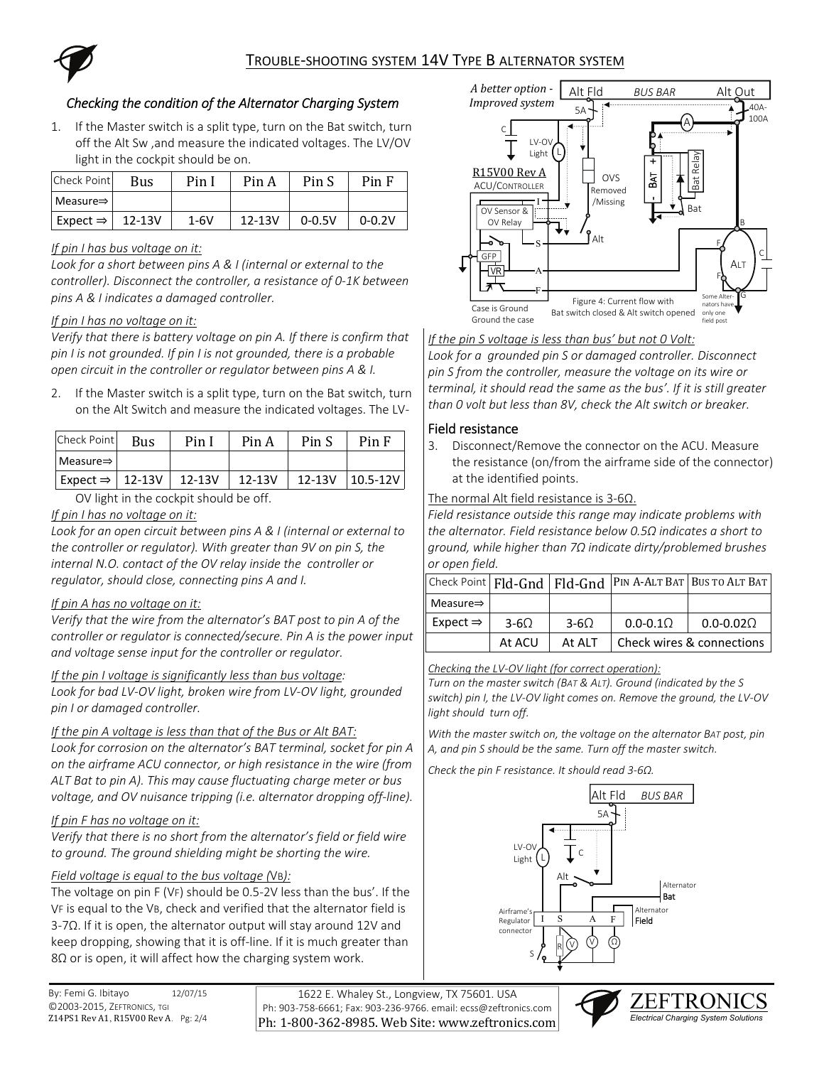# Trouble-shooting system 14V Type B alternator system

### *Checking the condition of the Alternator Charging System*

1. If the Master switch is a split type, turn on the Bat switch, turn off the Alt Sw ,and measure the indicated voltages. The LV/OV light in the cockpit should be on.

| Check Point | Bus | Pin I | Pin A | Pin S | Pin F |
|---|---|---|---|---|---|
| Measure⇒ | | | | | |
| Expect ⇒ | 12-13V | 1-6V | 12-13V | 0-0.5V | 0-0.2V |

<u>*If pin I has bus voltage on it:*</u>
*Look for a short between pins A & I (internal or external to the controller). Disconnect the controller, a resistance of 0-1K between pins A & I indicates a damaged controller.*

<u>*If pin I has no voltage on it:*</u>
*Verify that there is battery voltage on pin A. If there is confirm that pin I is not grounded. If pin I is not grounded, there is a probable open circuit in the controller or regulator between pins A & I.*

2. If the Master switch is a split type, turn on the Bat switch, turn on the Alt Switch and measure the indicated voltages. The LV-OV light in the cockpit should be off.

| Check Point | Bus | Pin I | Pin A | Pin S | Pin F |
|---|---|---|---|---|---|
| Measure⇒ | | | | | |
| Expect ⇒ | 12-13V | 12-13V | 12-13V | 12-13V | 10.5-12V |

<u>*If pin I has no voltage on it:*</u>
*Look for an open circuit between pins A & I (internal or external to the controller or regulator). With greater than 9V on pin S, the internal N.O. contact of the OV relay inside the controller or regulator, should close, connecting pins A and I.*

<u>*If pin A has no voltage on it:*</u>
*Verify that the wire from the alternator's BAT post to pin A of the controller or regulator is connected/secure. Pin A is the power input and voltage sense input for the controller or regulator.*

<u>*If the pin I voltage is significantly less than bus voltage:*</u>
*Look for bad LV-OV light, broken wire from LV-OV light, grounded pin I or damaged controller.*

<u>*If the pin A voltage is less than that of the Bus or Alt BAT:*</u>
*Look for corrosion on the alternator's BAT terminal, socket for pin A on the airframe ACU connector, or high resistance in the wire (from ALT Bat to pin A). This may cause fluctuating charge meter or bus voltage, and OV nuisance tripping (i.e. alternator dropping off-line).*

<u>*If pin F has no voltage on it:*</u>
*Verify that there is no short from the alternator's field or field wire to ground. The ground shielding might be shorting the wire.*

<u>*Field voltage is equal to the bus voltage ($V_B$):*</u>
The voltage on pin F ($V_F$) should be 0.5-2V less than the bus'. If the $V_F$ is equal to the $V_B$, check and verified that the alternator field is 3-7Ω. If it is open, the alternator output will stay around 12V and keep dropping, showing that it is off-line. If it is much greater than 8Ω or is open, it will affect how the charging system work.

*A better option - Improved system*

Figure 4: Current flow with Bat switch closed & Alt switch opened

<u>*If the pin S voltage is less than bus' but not 0 Volt:*</u>
*Look for a grounded pin S or damaged controller. Disconnect pin S from the controller, measure the voltage on its wire or terminal, it should read the same as the bus'. If it is still greater than 0 volt but less than 8V, check the Alt switch or breaker.*

## Field resistance

3. Disconnect/Remove the connector on the ACU. Measure the resistance (on/from the airframe side of the connector) at the identified points.

<u>The normal Alt field resistance is 3-6Ω.</u>
*Field resistance outside this range may indicate problems with the alternator. Field resistance below 0.5Ω indicates a short to ground, while higher than 7Ω indicate dirty/problemed brushes or open field.*

| Check Point | Fld-Gnd | Fld-Gnd | Pin A-Alt Bat | Bus to Alt Bat |
|---|---|---|---|---|
| Measure⇒ | | | | |
| Expect ⇒ | 3-6Ω | 3-6Ω | 0.0-0.1Ω | 0.0-0.02Ω |
| | At ACU | At ALT | Check wires & connections | |

<u>*Checking the LV-OV light (for correct operation):*</u>
*Turn on the master switch (BAT & ALT). Ground (indicated by the S switch) pin I, the LV-OV light comes on. Remove the ground, the LV-OV light should turn off.*

*With the master switch on, the voltage on the alternator BAT post, pin A, and pin S should be the same. Turn off the master switch.*

*Check the pin F resistance. It should read 3-6Ω.*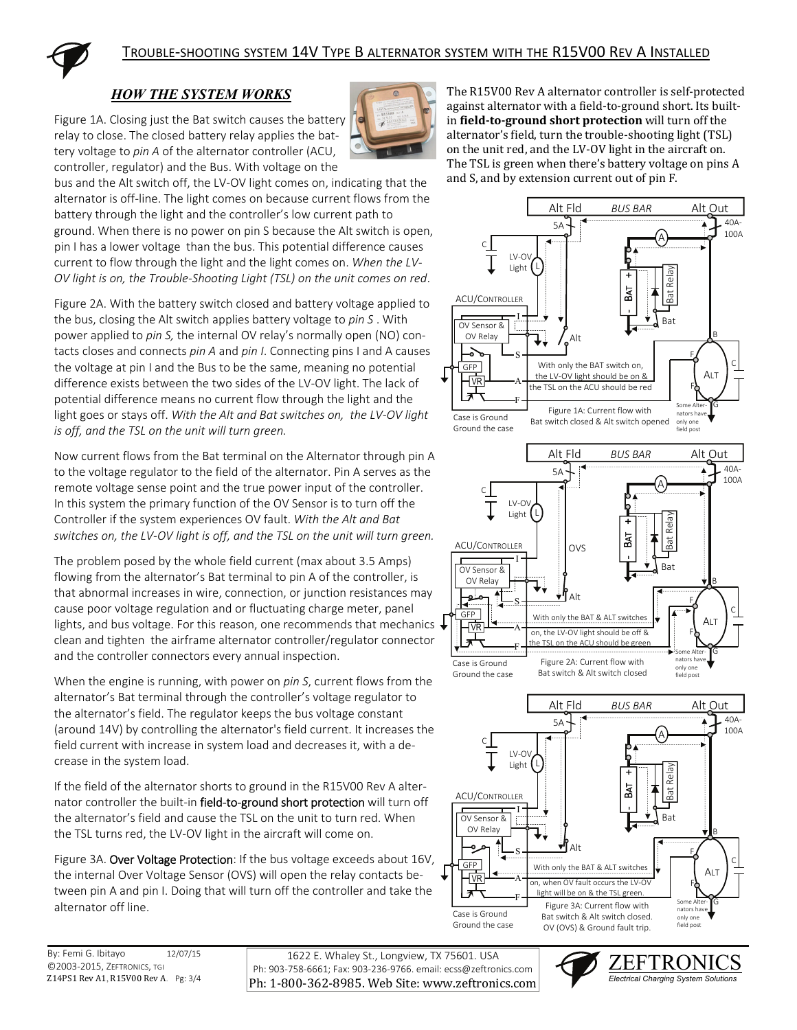# Trouble-shooting system 14V Type B alternator system with the R15V00 Rev A Installed

## *HOW THE SYSTEM WORKS*

Figure 1A. Closing just the Bat switch causes the battery relay to close. The closed battery relay applies the battery voltage to *pin A* of the alternator controller (ACU, controller, regulator) and the Bus. With voltage on the bus and the Alt switch off, the LV-OV light comes on, indicating that the alternator is off-line. The light comes on because current flows from the battery through the light and the controller's low current path to ground. When there is no power on pin S because the Alt switch is open, pin I has a lower voltage than the bus. This potential difference causes current to flow through the light and the light comes on. *When the LV-OV light is on, the Trouble-Shooting Light (TSL) on the unit comes on red*.

Figure 2A. With the battery switch closed and battery voltage applied to the bus, closing the Alt switch applies battery voltage to *pin S* . With power applied to *pin S,* the internal OV relay's normally open (NO) contacts closes and connects *pin A* and *pin I*. Connecting pins I and A causes the voltage at pin I and the Bus to be the same, meaning no potential difference exists between the two sides of the LV-OV light. The lack of potential difference means no current flow through the light and the light goes or stays off. *With the Alt and Bat switches on, the LV-OV light is off, and the TSL on the unit will turn green.*

Now current flows from the Bat terminal on the Alternator through pin A to the voltage regulator to the field of the alternator. Pin A serves as the remote voltage sense point and the true power input of the controller. In this system the primary function of the OV Sensor is to turn off the Controller if the system experiences OV fault. *With the Alt and Bat switches on, the LV-OV light is off, and the TSL on the unit will turn green.*

The problem posed by the whole field current (max about 3.5 Amps) flowing from the alternator's Bat terminal to pin A of the controller, is that abnormal increases in wire, connection, or junction resistances may cause poor voltage regulation and or fluctuating charge meter, panel lights, and bus voltage. For this reason, one recommends that mechanics clean and tighten the airframe alternator controller/regulator connector and the controller connectors every annual inspection.

When the engine is running, with power on *pin S*, current flows from the alternator's Bat terminal through the controller's voltage regulator to the alternator's field. The regulator keeps the bus voltage constant (around 14V) by controlling the alternator's field current. It increases the field current with increase in system load and decreases it, with a decrease in the system load.

If the field of the alternator shorts to ground in the R15V00 Rev A alternator controller the built-in field-to-ground short protection will turn off the alternator's field and cause the TSL on the unit to turn red. When the TSL turns red, the LV-OV light in the aircraft will come on.

Figure 3A. Over Voltage Protection: If the bus voltage exceeds about 16V, the internal Over Voltage Sensor (OVS) will open the relay contacts between pin A and pin I. Doing that will turn off the controller and take the alternator off line.

The R15V00 Rev A alternator controller is self-protected against alternator with a field-to-ground short. Its built-in **field-to-ground short protection** will turn off the alternator's field, turn the trouble-shooting light (TSL) on the unit red, and the LV-OV light in the aircraft on. The TSL is green when there's battery voltage on pins A and S, and by extension current out of pin F.

With only the BAT switch on, the LV-OV light should be on & the TSL on the ACU should be red

Figure 1A: Current flow with Bat switch closed & Alt switch opened

With only the BAT & ALT switches on, the LV-OV light should be off & the TSL on the ACU should be green

Figure 2A: Current flow with Bat switch & Alt switch closed

With only the BAT & ALT switches on, when OV fault occurs the LV-OV light will be on & the TSL green.

Figure 3A: Current flow with Bat switch & Alt switch closed. OV (OVS) & Ground fault trip.

By: Femi G. Ibitayo 12/07/15
©2003-2015, Zeftronics, TGI
Z14PS1 Rev A1, R15V00 Rev A.

1622 E. Whaley St., Longview, TX 75601. USA
Ph: 903-758-6661; Fax: 903-236-9766. email: ecss@zeftronics.com
Ph: 1-800-362-8985. Web Site: www.zeftronics.com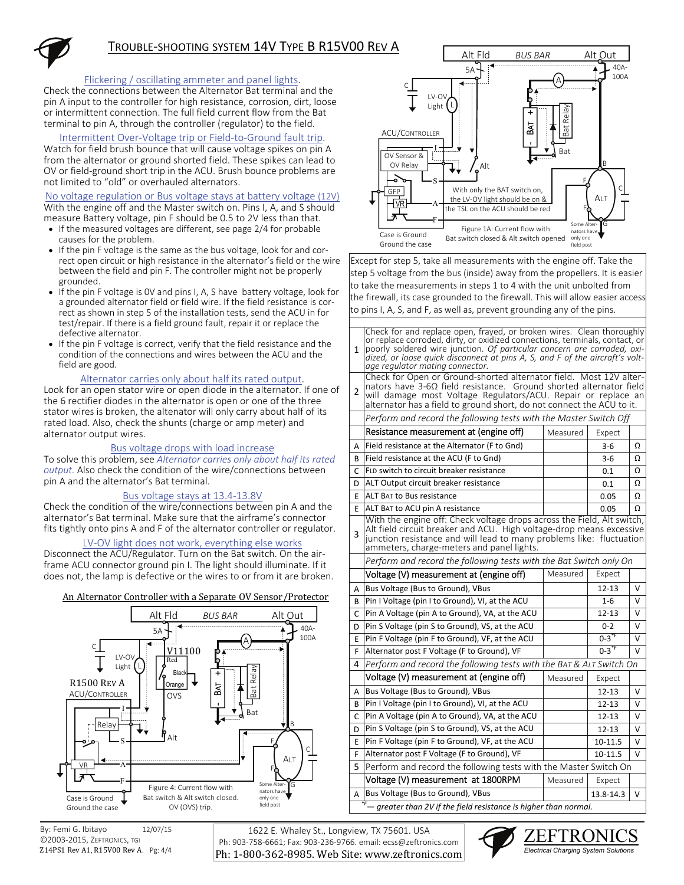# TROUBLE-SHOOTING SYSTEM 14V TYPE B R15V00 REV A

### Flickering / oscillating ammeter and panel lights.

Check the connections between the Alternator Bat terminal and the pin A input to the controller for high resistance, corrosion, dirt, loose or intermittent connection. The full field current flow from the Bat terminal to pin A, through the controller (regulator) to the field.

### Intermittent Over-Voltage trip or Field-to-Ground fault trip.

Watch for field brush bounce that will cause voltage spikes on pin A from the alternator or ground shorted field. These spikes can lead to OV or field-ground short trip in the ACU. Brush bounce problems are not limited to "old" or overhauled alternators.

### No voltage regulation or Bus voltage stays at battery voltage (12V)

With the engine off and the Master switch on. Pins I, A, and S should measure Battery voltage, pin F should be 0.5 to 2V less than that.

- If the measured voltages are different, see page 2/4 for probable causes for the problem.
- If the pin F voltage is the same as the bus voltage, look for and correct open circuit or high resistance in the alternator's field or the wire between the field and pin F. The controller might not be properly grounded.
- If the pin F voltage is 0V and pins I, A, S have battery voltage, look for a grounded alternator field or field wire. If the field resistance is correct as shown in step 5 of the installation tests, send the ACU in for test/repair. If there is a field ground fault, repair it or replace the defective alternator.
- If the pin F voltage is correct, verify that the field resistance and the condition of the connections and wires between the ACU and the field are good.

### Alternator carries only about half its rated output.

Look for an open stator wire or open diode in the alternator. If one of the 6 rectifier diodes in the alternator is open or one of the three stator wires is broken, the altenator will only carry about half of its rated load. Also, check the shunts (charge or amp meter) and alternator output wires.

### Bus voltage drops with load increase

To solve this problem, see *Alternator carries only about half its rated output.* Also check the condition of the wire/connections between pin A and the alternator's Bat terminal.

### Bus voltage stays at 13.4-13.8V

Check the condition of the wire/connections between pin A and the alternator's Bat terminal. Make sure that the airframe's connector fits tightly onto pins A and F of the alternator controller or regulator.

### LV-OV light does not work, everything else works

Disconnect the ACU/Regulator. Turn on the Bat switch. On the airframe ACU connector ground pin I. The light should illuminate. If it does not, the lamp is defective or the wires to or from it are broken.

### An Alternator Controller with a Separate OV Sensor/Protector

Alt Fld BUS BAR Alt Out
5A
40A-100A
C
LV-OV Light L
V11100
Red
Black
Orange
OVS
R1500 REV A
ACU/CONTROLLER
A
BAT + -
Bat Relay
Bat
I
Relay
S
Alt
B
F
C
ALT
VR
A
F
G
Case is Ground
Ground the case
Figure 4: Current flow with Bat switch & Alt switch closed. OV (OVS) trip.
Some Alternators have only one field post

Alt Fld BUS BAR Alt Out
5A
40A-100A
C
LV-OV Light L
A
ACU/CONTROLLER
BAT + -
Bat Relay
Bat
I
OV Sensor & OV Relay
Alt
S
B
GFP
VR
A
F
With only the BAT switch on, the LV-OV light should be on & the TSL on the ACU should be red
F
C
ALT
F
G
Case is Ground
Ground the case
Figure 1A: Current flow with Bat switch closed & Alt switch opened
Some Alternators have only one field post

Except for step 5, take all measurements with the engine off. Take the step 5 voltage from the bus (inside) away from the propellers. It is easier to take the measurements in steps 1 to 4 with the unit unbolted from the firewall, its case grounded to the firewall. This will allow easier access to pins I, A, S, and F, as well as, prevent grounding any of the pins.

| | | | | |
|---|---|---|---|---|
| 1 | Check for and replace open, frayed, or broken wires. Clean thoroughly or replace corroded, dirty, or oxidized connections, terminals, contact, or poorly soldered wire junction. *Of particular concern are corroded, oxidized, or loose quick disconnect at pins A, S, and F of the aircraft's voltage regulator mating connector.* | | | |
| 2 | Check for Open or Ground-shorted alternator field. Most 12V alternators have 3-6Ω field resistance. Ground shorted alternator field will damage most Voltage Regulators/ACU. Repair or replace an alternator has a field to ground short, do not connect the ACU to it. | | | |
| | *Perform and record the following tests with the Master Switch Off* | | | |
| | **Resistance measurement at (engine off)** | Measured | Expect | |
| A | Field resistance at the Alternator (F to Gnd) | | 3-6 | Ω |
| B | Field resistance at the ACU (F to Gnd) | | 3-6 | Ω |
| C | FLD switch to circuit breaker resistance | | 0.1 | Ω |
| D | ALT Output circuit breaker resistance | | 0.1 | Ω |
| E | ALT BAT to Bus resistance | | 0.05 | Ω |
| E | ALT BAT to ACU pin A resistance | | 0.05 | Ω |
| 3 | With the engine off: Check voltage drops across the Field, Alt switch, Alt field circuit breaker and ACU. High voltage-drop means excessive junction resistance and will lead to many problems like: fluctuation ammeters, charge-meters and panel lights. | | | |
| | *Perform and record the following tests with the Bat Switch only On* | | | |
| | **Voltage (V) measurement at (engine off)** | Measured | Expect | |
| A | Bus Voltage (Bus to Ground), VBus | | 12-13 | V |
| B | Pin I Voltage (pin I to Ground), VI, at the ACU | | 1-6 | V |
| C | Pin A Voltage (pin A to Ground), VA, at the ACU | | 12-13 | V |
| D | Pin S Voltage (pin S to Ground), VS, at the ACU | | 0-2 | V |
| E | Pin F Voltage (pin F to Ground), VF, at the ACU | | 0-3*F | V |
| F | Alternator post F Voltage (F to Ground), VF | | 0-3*F | V |
| 4 | *Perform and record the following tests with the BAT & ALT Switch On* | | | |
| | **Voltage (V) measurement at (engine off)** | Measured | Expect | |
| A | Bus Voltage (Bus to Ground), VBus | | 12-13 | V |
| B | Pin I Voltage (pin I to Ground), VI, at the ACU | | 12-13 | V |
| C | Pin A Voltage (pin A to Ground), VA, at the ACU | | 12-13 | V |
| D | Pin S Voltage (pin S to Ground), VS, at the ACU | | 12-13 | V |
| E | Pin F Voltage (pin F to Ground), VF, at the ACU | | 10-11.5 | V |
| F | Alternator post F Voltage (F to Ground), VF | | 10-11.5 | V |
| 5 | Perform and record the following tests with the Master Switch On | | | |
| | **Voltage (V) measurement at 1800RPM** | Measured | Expect | |
| A | Bus Voltage (Bus to Ground), VBus | | 13.8-14.3 | V |

*F — *greater than 2V if the field resistance is higher than normal.*

By: Femi G. Ibitayo 12/07/15
©2003-2015, ZEFTRONICS, TGI
Z14PS1 Rev A1, R15V00 Rev A.

1622 E. Whaley St., Longview, TX 75601. USA
Ph: 903-758-6661; Fax: 903-236-9766. email: ecss@zeftronics.com
Ph: 1-800-362-8985. Web Site: www.zeftronics.com

ZEFTRONICS
Electrical Charging System Solutions